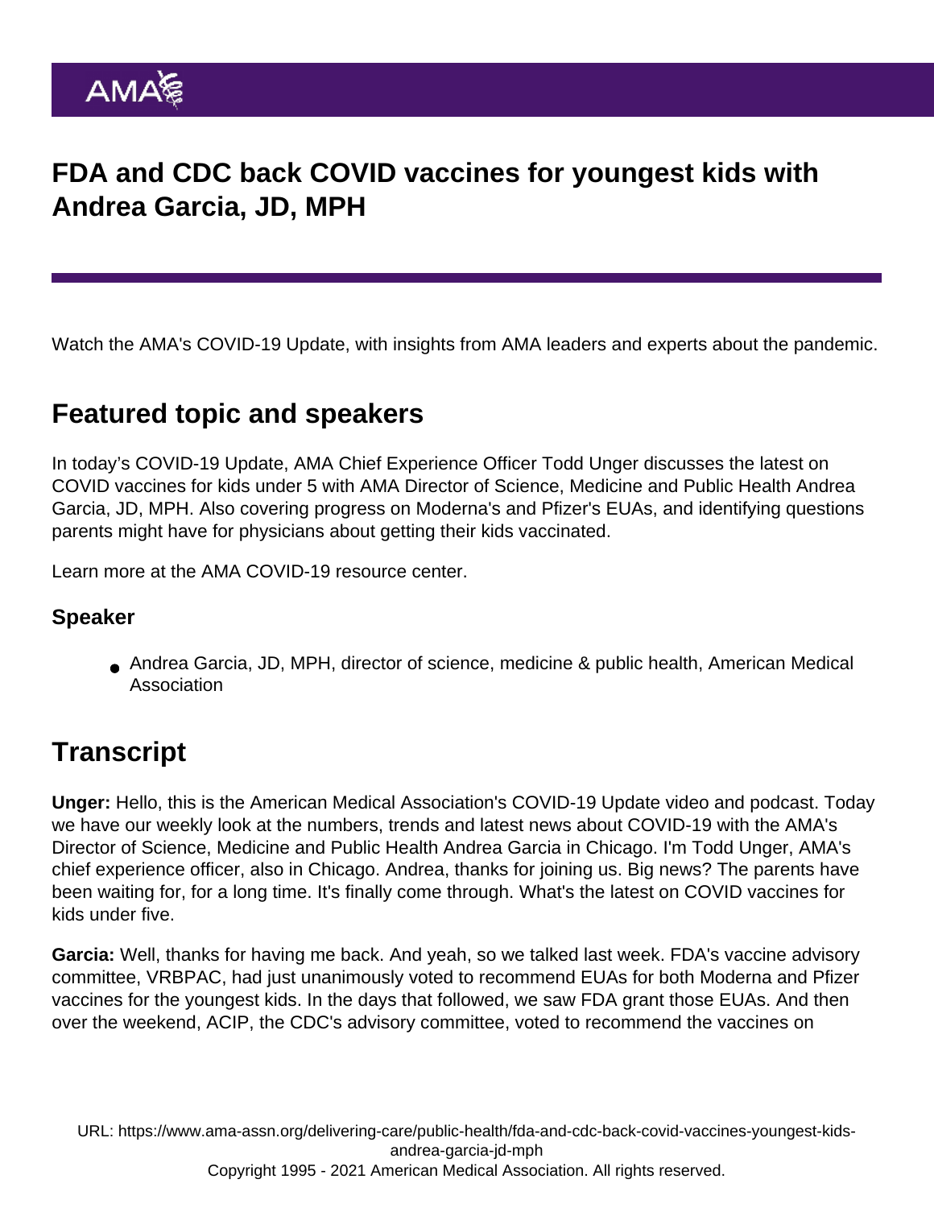# FDA and CDC back COVID vaccines for youngest kids with Andrea Garcia, JD, MPH

Watch the AMA's COVID-19 Update, with insights from AMA leaders and experts about the pandemic.

## Featured topic and speakers

In today's COVID-19 Update, AMA Chief Experience Officer Todd Unger discusses the latest on COVID vaccines for kids under 5 with AMA Director of Science, Medicine and Public Health Andrea Garcia, JD, MPH. Also covering progress on Moderna's and Pfizer's EUAs, and identifying questions parents might have for physicians about getting their kids vaccinated.

Learn more at the AMA COVID-19 resource center.

### Speaker

- Andrea Garcia, JD, MPH, director of science, medicine & public health, American Medical Association

## Transcript

**Unger:** Hello, this is the American Medical Association's COVID-19 Update video and podcast. Today we have our weekly look at the numbers, trends and latest news about COVID-19 with the AMA's Director of Science, Medicine and Public Health Andrea Garcia in Chicago. I'm Todd Unger, AMA's chief experience officer, also in Chicago. Andrea, thanks for joining us. Big news? The parents have been waiting for, for a long time. It's finally come through. What's the latest on COVID vaccines for kids under five.

**Garcia:** Well, thanks for having me back. And yeah, so we talked last week. FDA's vaccine advisory committee, VRBPAC, had just unanimously voted to recommend EUAs for both Moderna and Pfizer vaccines for the youngest kids. In the days that followed, we saw FDA grant those EUAs. And then over the weekend, ACIP, the CDC's advisory committee, voted to recommend the vaccines on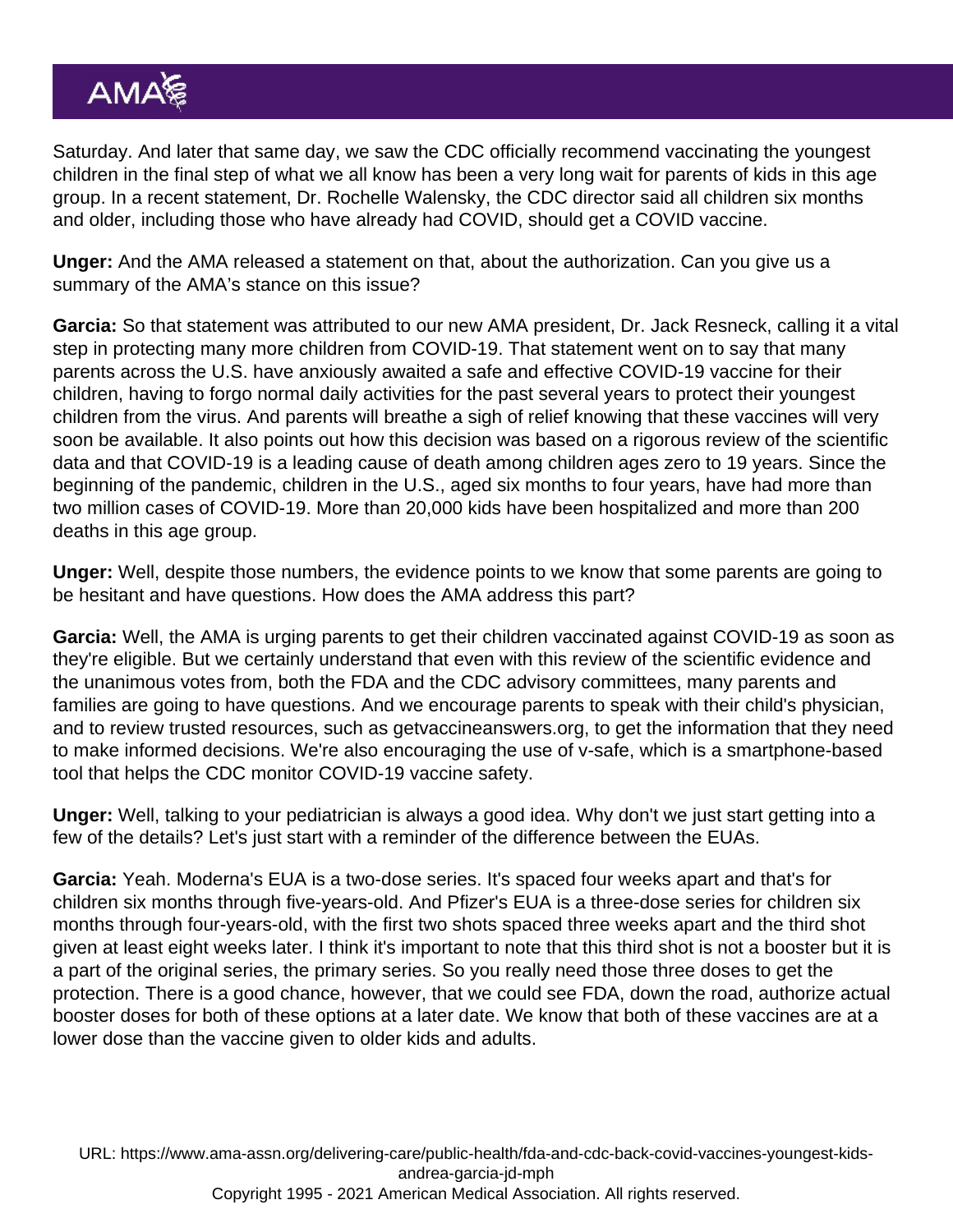Saturday. And later that same day, we saw the CDC officially recommend vaccinating the youngest children in the final step of what we all know has been a very long wait for parents of kids in this age group. In a recent statement, Dr. Rochelle Walensky, the CDC director said all children six months and older, including those who have already had COVID, should get a COVID vaccine.

**Unger:** And the AMA released a statement on that, about the authorization. Can you give us a summary of the AMA's stance on this issue?

**Garcia:** So that statement was attributed to our new AMA president, Dr. Jack Resneck, calling it a vital step in protecting many more children from COVID-19. That statement went on to say that many parents across the U.S. have anxiously awaited a safe and effective COVID-19 vaccine for their children, having to forgo normal daily activities for the past several years to protect their youngest children from the virus. And parents will breathe a sigh of relief knowing that these vaccines will very soon be available. It also points out how this decision was based on a rigorous review of the scientific data and that COVID-19 is a leading cause of death among children ages zero to 19 years. Since the beginning of the pandemic, children in the U.S., aged six months to four years, have had more than two million cases of COVID-19. More than 20,000 kids have been hospitalized and more than 200 deaths in this age group.

**Unger:** Well, despite those numbers, the evidence points to we know that some parents are going to be hesitant and have questions. How does the AMA address this part?

**Garcia:** Well, the AMA is urging parents to get their children vaccinated against COVID-19 as soon as they're eligible. But we certainly understand that even with this review of the scientific evidence and the unanimous votes from, both the FDA and the CDC advisory committees, many parents and families are going to have questions. And we encourage parents to speak with their child's physician, and to review trusted resources, such as getvaccineanswers.org, to get the information that they need to make informed decisions. We're also encouraging the use of v-safe, which is a smartphone-based tool that helps the CDC monitor COVID-19 vaccine safety.

**Unger:** Well, talking to your pediatrician is always a good idea. Why don't we just start getting into a few of the details? Let's just start with a reminder of the difference between the EUAs.

**Garcia:** Yeah. Moderna's EUA is a two-dose series. It's spaced four weeks apart and that's for children six months through five-years-old. And Pfizer's EUA is a three-dose series for children six months through four-years-old, with the first two shots spaced three weeks apart and the third shot given at least eight weeks later. I think it's important to note that this third shot is not a booster but it is a part of the original series, the primary series. So you really need those three doses to get the protection. There is a good chance, however, that we could see FDA, down the road, authorize actual booster doses for both of these options at a later date. We know that both of these vaccines are at a lower dose than the vaccine given to older kids and adults.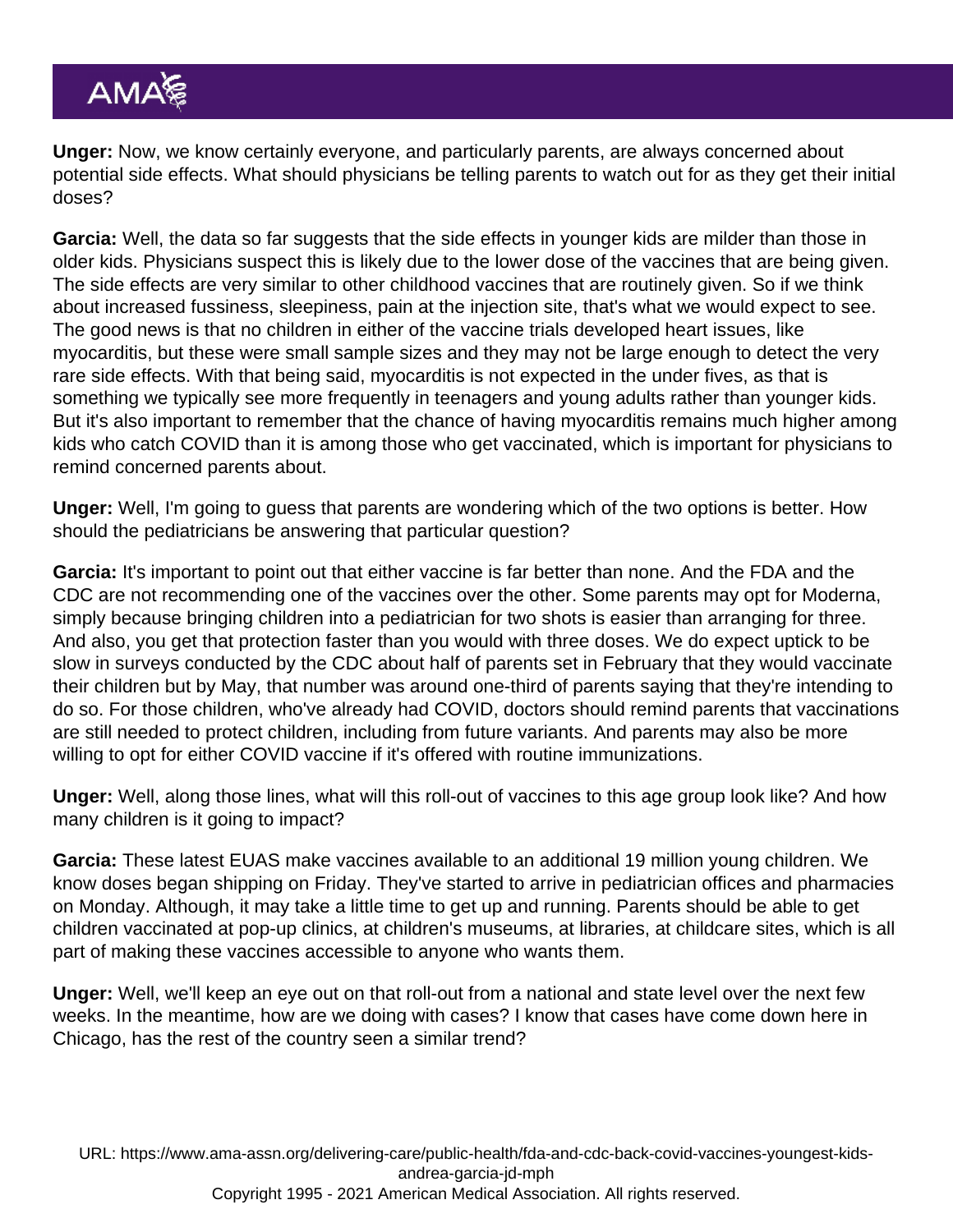**Unger:** Now, we know certainly everyone, and particularly parents, are always concerned about potential side effects. What should physicians be telling parents to watch out for as they get their initial doses?

**Garcia:** Well, the data so far suggests that the side effects in younger kids are milder than those in older kids. Physicians suspect this is likely due to the lower dose of the vaccines that are being given. The side effects are very similar to other childhood vaccines that are routinely given. So if we think about increased fussiness, sleepiness, pain at the injection site, that's what we would expect to see. The good news is that no children in either of the vaccine trials developed heart issues, like myocarditis, but these were small sample sizes and they may not be large enough to detect the very rare side effects. With that being said, myocarditis is not expected in the under fives, as that is something we typically see more frequently in teenagers and young adults rather than younger kids. But it's also important to remember that the chance of having myocarditis remains much higher among kids who catch COVID than it is among those who get vaccinated, which is important for physicians to remind concerned parents about.

**Unger:** Well, I'm going to guess that parents are wondering which of the two options is better. How should the pediatricians be answering that particular question?

**Garcia:** It's important to point out that either vaccine is far better than none. And the FDA and the CDC are not recommending one of the vaccines over the other. Some parents may opt for Moderna, simply because bringing children into a pediatrician for two shots is easier than arranging for three. And also, you get that protection faster than you would with three doses. We do expect uptick to be slow in surveys conducted by the CDC about half of parents set in February that they would vaccinate their children but by May, that number was around one-third of parents saying that they're intending to do so. For those children, who've already had COVID, doctors should remind parents that vaccinations are still needed to protect children, including from future variants. And parents may also be more willing to opt for either COVID vaccine if it's offered with routine immunizations.

**Unger:** Well, along those lines, what will this roll-out of vaccines to this age group look like? And how many children is it going to impact?

**Garcia:** These latest EUAS make vaccines available to an additional 19 million young children. We know doses began shipping on Friday. They've started to arrive in pediatrician offices and pharmacies on Monday. Although, it may take a little time to get up and running. Parents should be able to get children vaccinated at pop-up clinics, at children's museums, at libraries, at childcare sites, which is all part of making these vaccines accessible to anyone who wants them.

**Unger:** Well, we'll keep an eye out on that roll-out from a national and state level over the next few weeks. In the meantime, how are we doing with cases? I know that cases have come down here in Chicago, has the rest of the country seen a similar trend?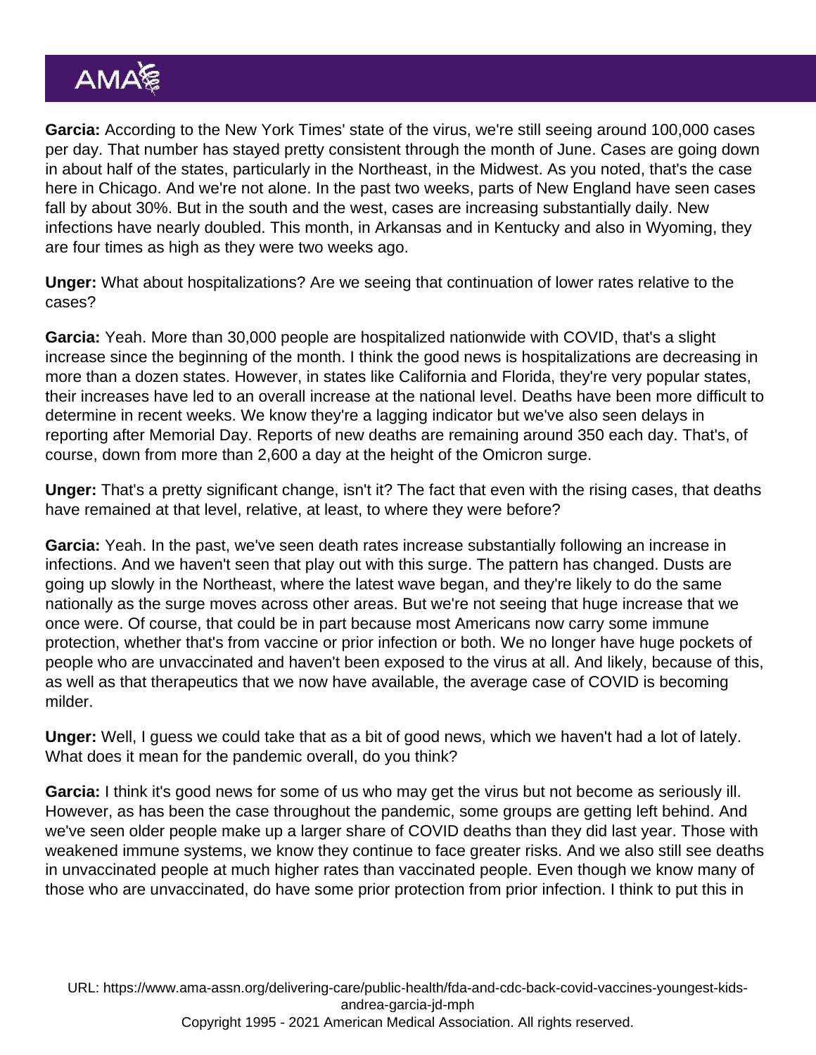**Garcia:** According to the New York Times' state of the virus, we're still seeing around 100,000 cases per day. That number has stayed pretty consistent through the month of June. Cases are going down in about half of the states, particularly in the Northeast, in the Midwest. As you noted, that's the case here in Chicago. And we're not alone. In the past two weeks, parts of New England have seen cases fall by about 30%. But in the south and the west, cases are increasing substantially daily. New infections have nearly doubled. This month, in Arkansas and in Kentucky and also in Wyoming, they are four times as high as they were two weeks ago.

**Unger:** What about hospitalizations? Are we seeing that continuation of lower rates relative to the cases?

**Garcia:** Yeah. More than 30,000 people are hospitalized nationwide with COVID, that's a slight increase since the beginning of the month. I think the good news is hospitalizations are decreasing in more than a dozen states. However, in states like California and Florida, they're very popular states, their increases have led to an overall increase at the national level. Deaths have been more difficult to determine in recent weeks. We know they're a lagging indicator but we've also seen delays in reporting after Memorial Day. Reports of new deaths are remaining around 350 each day. That's, of course, down from more than 2,600 a day at the height of the Omicron surge.

**Unger:** That's a pretty significant change, isn't it? The fact that even with the rising cases, that deaths have remained at that level, relative, at least, to where they were before?

**Garcia:** Yeah. In the past, we've seen death rates increase substantially following an increase in infections. And we haven't seen that play out with this surge. The pattern has changed. Dusts are going up slowly in the Northeast, where the latest wave began, and they're likely to do the same nationally as the surge moves across other areas. But we're not seeing that huge increase that we once were. Of course, that could be in part because most Americans now carry some immune protection, whether that's from vaccine or prior infection or both. We no longer have huge pockets of people who are unvaccinated and haven't been exposed to the virus at all. And likely, because of this, as well as that therapeutics that we now have available, the average case of COVID is becoming milder.

**Unger:** Well, I guess we could take that as a bit of good news, which we haven't had a lot of lately. What does it mean for the pandemic overall, do you think?

**Garcia:** I think it's good news for some of us who may get the virus but not become as seriously ill. However, as has been the case throughout the pandemic, some groups are getting left behind. And we've seen older people make up a larger share of COVID deaths than they did last year. Those with weakened immune systems, we know they continue to face greater risks. And we also still see deaths in unvaccinated people at much higher rates than vaccinated people. Even though we know many of those who are unvaccinated, do have some prior protection from prior infection. I think to put this in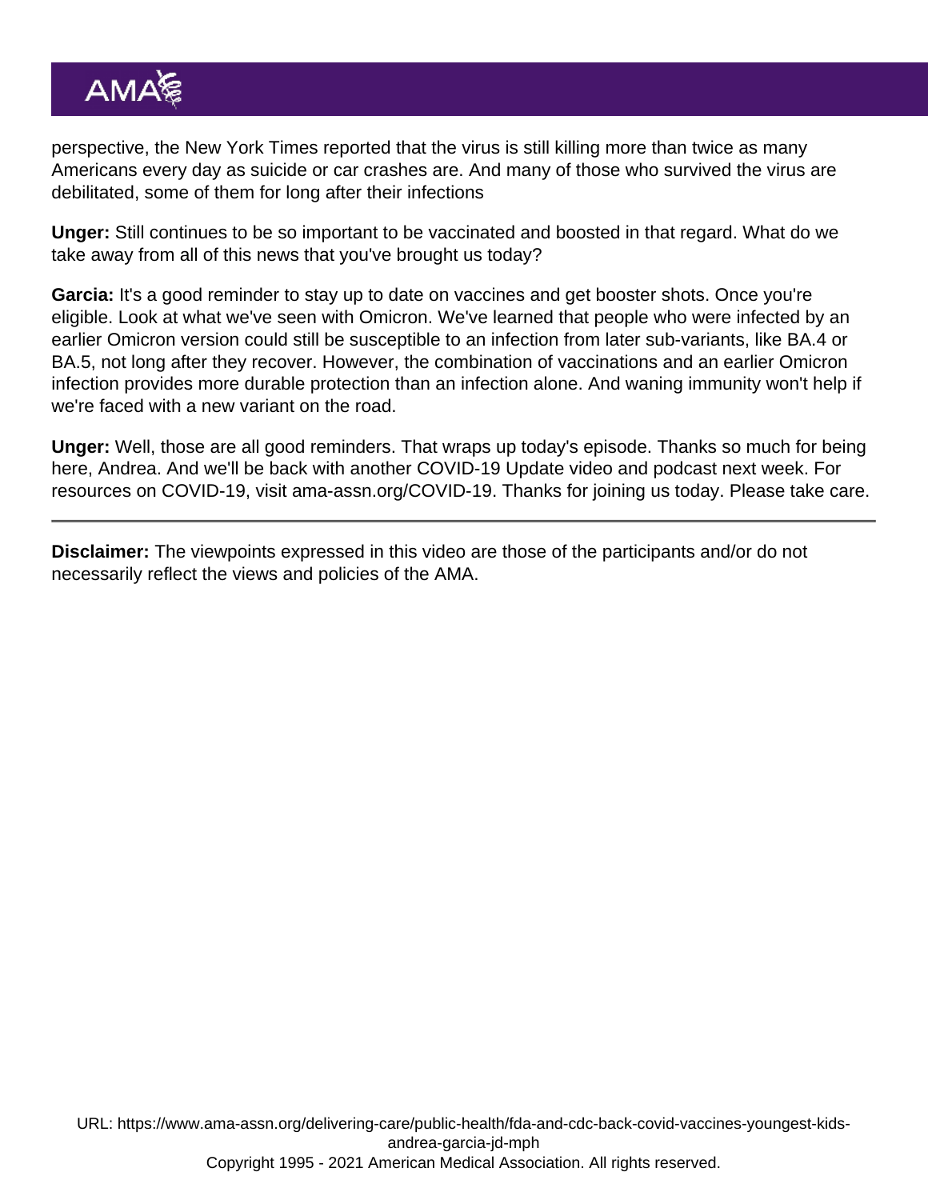perspective, the New York Times reported that the virus is still killing more than twice as many Americans every day as suicide or car crashes are. And many of those who survived the virus are debilitated, some of them for long after their infections

**Unger:** Still continues to be so important to be vaccinated and boosted in that regard. What do we take away from all of this news that you've brought us today?

**Garcia:** It's a good reminder to stay up to date on vaccines and get booster shots. Once you're eligible. Look at what we've seen with Omicron. We've learned that people who were infected by an earlier Omicron version could still be susceptible to an infection from later sub-variants, like BA.4 or BA.5, not long after they recover. However, the combination of vaccinations and an earlier Omicron infection provides more durable protection than an infection alone. And waning immunity won't help if we're faced with a new variant on the road.

**Unger:** Well, those are all good reminders. That wraps up today's episode. Thanks so much for being here, Andrea. And we'll be back with another COVID-19 Update video and podcast next week. For resources on COVID-19, visit ama-assn.org/COVID-19. Thanks for joining us today. Please take care.

---

**Disclaimer:** The viewpoints expressed in this video are those of the participants and/or do not necessarily reflect the views and policies of the AMA.